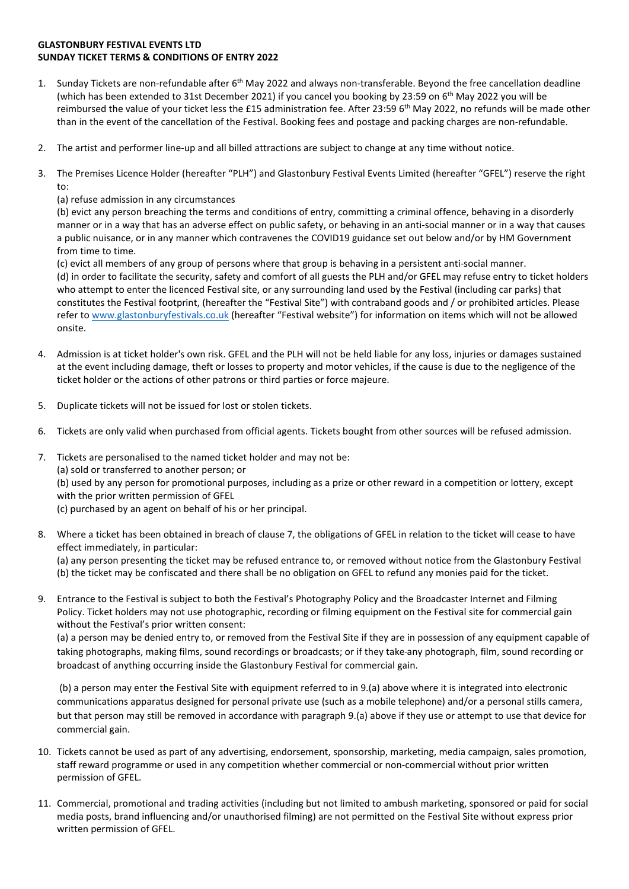**GLASTONBURY FESTIVAL EVENTS LTD**
**SUNDAY TICKET TERMS & CONDITIONS OF ENTRY 2022**

1. Sunday Tickets are non-refundable after 6th May 2022 and always non-transferable. Beyond the free cancellation deadline (which has been extended to 31st December 2021) if you cancel you booking by 23:59 on 6th May 2022 you will be reimbursed the value of your ticket less the £15 administration fee. After 23:59 6th May 2022, no refunds will be made other than in the event of the cancellation of the Festival. Booking fees and postage and packing charges are non-refundable.

2. The artist and performer line-up and all billed attractions are subject to change at any time without notice.

3. The Premises Licence Holder (hereafter "PLH") and Glastonbury Festival Events Limited (hereafter "GFEL") reserve the right to:
   (a) refuse admission in any circumstances
   (b) evict any person breaching the terms and conditions of entry, committing a criminal offence, behaving in a disorderly manner or in a way that has an adverse effect on public safety, or behaving in an anti-social manner or in a way that causes a public nuisance, or in any manner which contravenes the COVID19 guidance set out below and/or by HM Government from time to time.
   (c) evict all members of any group of persons where that group is behaving in a persistent anti-social manner.
   (d) in order to facilitate the security, safety and comfort of all guests the PLH and/or GFEL may refuse entry to ticket holders who attempt to enter the licenced Festival site, or any surrounding land used by the Festival (including car parks) that constitutes the Festival footprint, (hereafter the "Festival Site") with contraband goods and / or prohibited articles. Please refer to www.glastonburyfestivals.co.uk (hereafter "Festival website") for information on items which will not be allowed onsite.

4. Admission is at ticket holder's own risk. GFEL and the PLH will not be held liable for any loss, injuries or damages sustained at the event including damage, theft or losses to property and motor vehicles, if the cause is due to the negligence of the ticket holder or the actions of other patrons or third parties or force majeure.

5. Duplicate tickets will not be issued for lost or stolen tickets.

6. Tickets are only valid when purchased from official agents. Tickets bought from other sources will be refused admission.

7. Tickets are personalised to the named ticket holder and may not be:
   (a) sold or transferred to another person; or
   (b) used by any person for promotional purposes, including as a prize or other reward in a competition or lottery, except with the prior written permission of GFEL
   (c) purchased by an agent on behalf of his or her principal.

8. Where a ticket has been obtained in breach of clause 7, the obligations of GFEL in relation to the ticket will cease to have effect immediately, in particular:
   (a) any person presenting the ticket may be refused entrance to, or removed without notice from the Glastonbury Festival
   (b) the ticket may be confiscated and there shall be no obligation on GFEL to refund any monies paid for the ticket.

9. Entrance to the Festival is subject to both the Festival's Photography Policy and the Broadcaster Internet and Filming Policy. Ticket holders may not use photographic, recording or filming equipment on the Festival site for commercial gain without the Festival's prior written consent:
   (a) a person may be denied entry to, or removed from the Festival Site if they are in possession of any equipment capable of taking photographs, making films, sound recordings or broadcasts; or if they take any photograph, film, sound recording or broadcast of anything occurring inside the Glastonbury Festival for commercial gain.

   (b) a person may enter the Festival Site with equipment referred to in 9.(a) above where it is integrated into electronic communications apparatus designed for personal private use (such as a mobile telephone) and/or a personal stills camera, but that person may still be removed in accordance with paragraph 9.(a) above if they use or attempt to use that device for commercial gain.

10. Tickets cannot be used as part of any advertising, endorsement, sponsorship, marketing, media campaign, sales promotion, staff reward programme or used in any competition whether commercial or non-commercial without prior written permission of GFEL.

11. Commercial, promotional and trading activities (including but not limited to ambush marketing, sponsored or paid for social media posts, brand influencing and/or unauthorised filming) are not permitted on the Festival Site without express prior written permission of GFEL.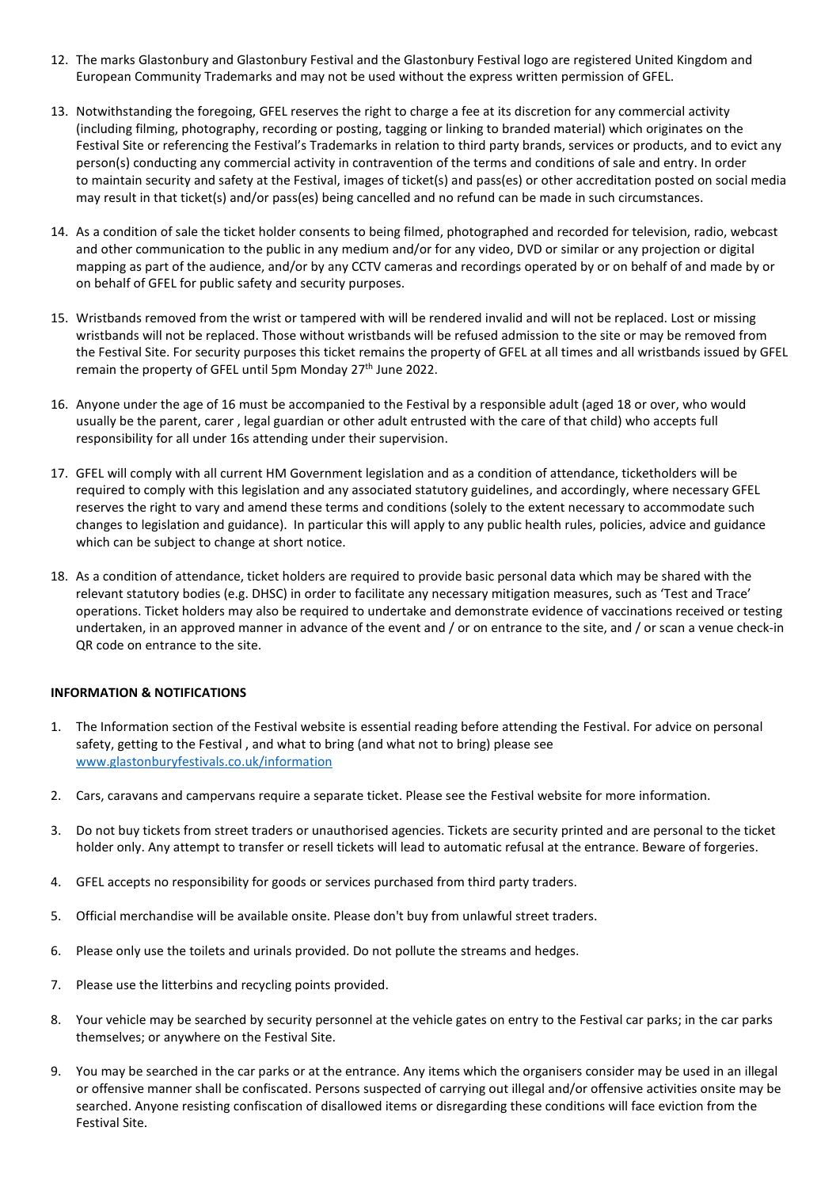12. The marks Glastonbury and Glastonbury Festival and the Glastonbury Festival logo are registered United Kingdom and European Community Trademarks and may not be used without the express written permission of GFEL.

13. Notwithstanding the foregoing, GFEL reserves the right to charge a fee at its discretion for any commercial activity (including filming, photography, recording or posting, tagging or linking to branded material) which originates on the Festival Site or referencing the Festival's Trademarks in relation to third party brands, services or products, and to evict any person(s) conducting any commercial activity in contravention of the terms and conditions of sale and entry. In order to maintain security and safety at the Festival, images of ticket(s) and pass(es) or other accreditation posted on social media may result in that ticket(s) and/or pass(es) being cancelled and no refund can be made in such circumstances.

14. As a condition of sale the ticket holder consents to being filmed, photographed and recorded for television, radio, webcast and other communication to the public in any medium and/or for any video, DVD or similar or any projection or digital mapping as part of the audience, and/or by any CCTV cameras and recordings operated by or on behalf of and made by or on behalf of GFEL for public safety and security purposes.

15. Wristbands removed from the wrist or tampered with will be rendered invalid and will not be replaced. Lost or missing wristbands will not be replaced. Those without wristbands will be refused admission to the site or may be removed from the Festival Site. For security purposes this ticket remains the property of GFEL at all times and all wristbands issued by GFEL remain the property of GFEL until 5pm Monday 27th June 2022.

16. Anyone under the age of 16 must be accompanied to the Festival by a responsible adult (aged 18 or over, who would usually be the parent, carer , legal guardian or other adult entrusted with the care of that child) who accepts full responsibility for all under 16s attending under their supervision.

17. GFEL will comply with all current HM Government legislation and as a condition of attendance, ticketholders will be required to comply with this legislation and any associated statutory guidelines, and accordingly, where necessary GFEL reserves the right to vary and amend these terms and conditions (solely to the extent necessary to accommodate such changes to legislation and guidance). In particular this will apply to any public health rules, policies, advice and guidance which can be subject to change at short notice.

18. As a condition of attendance, ticket holders are required to provide basic personal data which may be shared with the relevant statutory bodies (e.g. DHSC) in order to facilitate any necessary mitigation measures, such as 'Test and Trace' operations. Ticket holders may also be required to undertake and demonstrate evidence of vaccinations received or testing undertaken, in an approved manner in advance of the event and / or on entrance to the site, and / or scan a venue check-in QR code on entrance to the site.

**INFORMATION & NOTIFICATIONS**

1. The Information section of the Festival website is essential reading before attending the Festival. For advice on personal safety, getting to the Festival , and what to bring (and what not to bring) please see [www.glastonburyfestivals.co.uk/information](www.glastonburyfestivals.co.uk/information)

2. Cars, caravans and campervans require a separate ticket. Please see the Festival website for more information.

3. Do not buy tickets from street traders or unauthorised agencies. Tickets are security printed and are personal to the ticket holder only. Any attempt to transfer or resell tickets will lead to automatic refusal at the entrance. Beware of forgeries.

4. GFEL accepts no responsibility for goods or services purchased from third party traders.

5. Official merchandise will be available onsite. Please don't buy from unlawful street traders.

6. Please only use the toilets and urinals provided. Do not pollute the streams and hedges.

7. Please use the litterbins and recycling points provided.

8. Your vehicle may be searched by security personnel at the vehicle gates on entry to the Festival car parks; in the car parks themselves; or anywhere on the Festival Site.

9. You may be searched in the car parks or at the entrance. Any items which the organisers consider may be used in an illegal or offensive manner shall be confiscated. Persons suspected of carrying out illegal and/or offensive activities onsite may be searched. Anyone resisting confiscation of disallowed items or disregarding these conditions will face eviction from the Festival Site.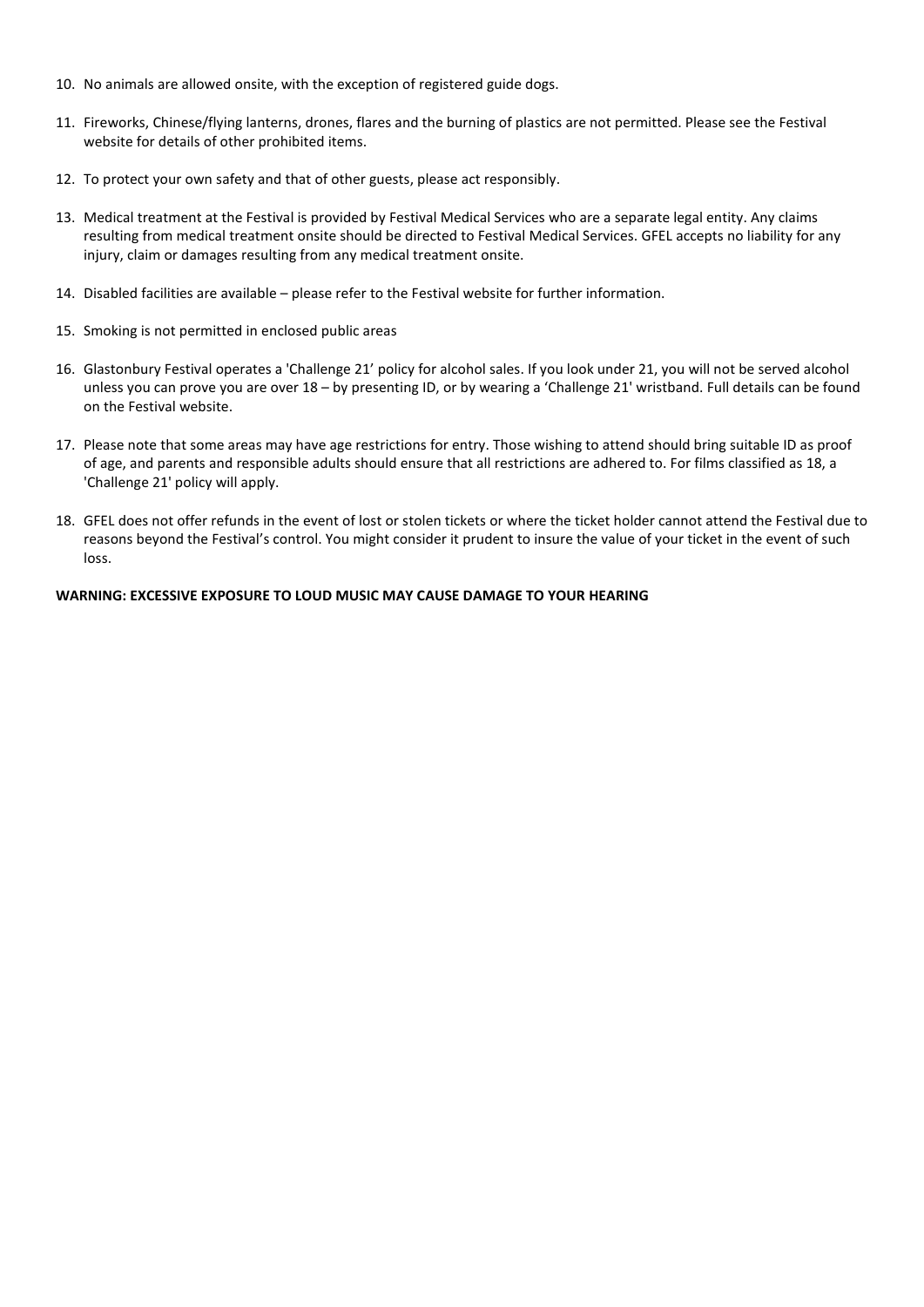10. No animals are allowed onsite, with the exception of registered guide dogs.

11. Fireworks, Chinese/flying lanterns, drones, flares and the burning of plastics are not permitted. Please see the Festival website for details of other prohibited items.

12. To protect your own safety and that of other guests, please act responsibly.

13. Medical treatment at the Festival is provided by Festival Medical Services who are a separate legal entity. Any claims resulting from medical treatment onsite should be directed to Festival Medical Services. GFEL accepts no liability for any injury, claim or damages resulting from any medical treatment onsite.

14. Disabled facilities are available – please refer to the Festival website for further information.

15. Smoking is not permitted in enclosed public areas

16. Glastonbury Festival operates a 'Challenge 21' policy for alcohol sales. If you look under 21, you will not be served alcohol unless you can prove you are over 18 – by presenting ID, or by wearing a 'Challenge 21' wristband. Full details can be found on the Festival website.

17. Please note that some areas may have age restrictions for entry. Those wishing to attend should bring suitable ID as proof of age, and parents and responsible adults should ensure that all restrictions are adhered to. For films classified as 18, a 'Challenge 21' policy will apply.

18. GFEL does not offer refunds in the event of lost or stolen tickets or where the ticket holder cannot attend the Festival due to reasons beyond the Festival's control. You might consider it prudent to insure the value of your ticket in the event of such loss.

**WARNING: EXCESSIVE EXPOSURE TO LOUD MUSIC MAY CAUSE DAMAGE TO YOUR HEARING**